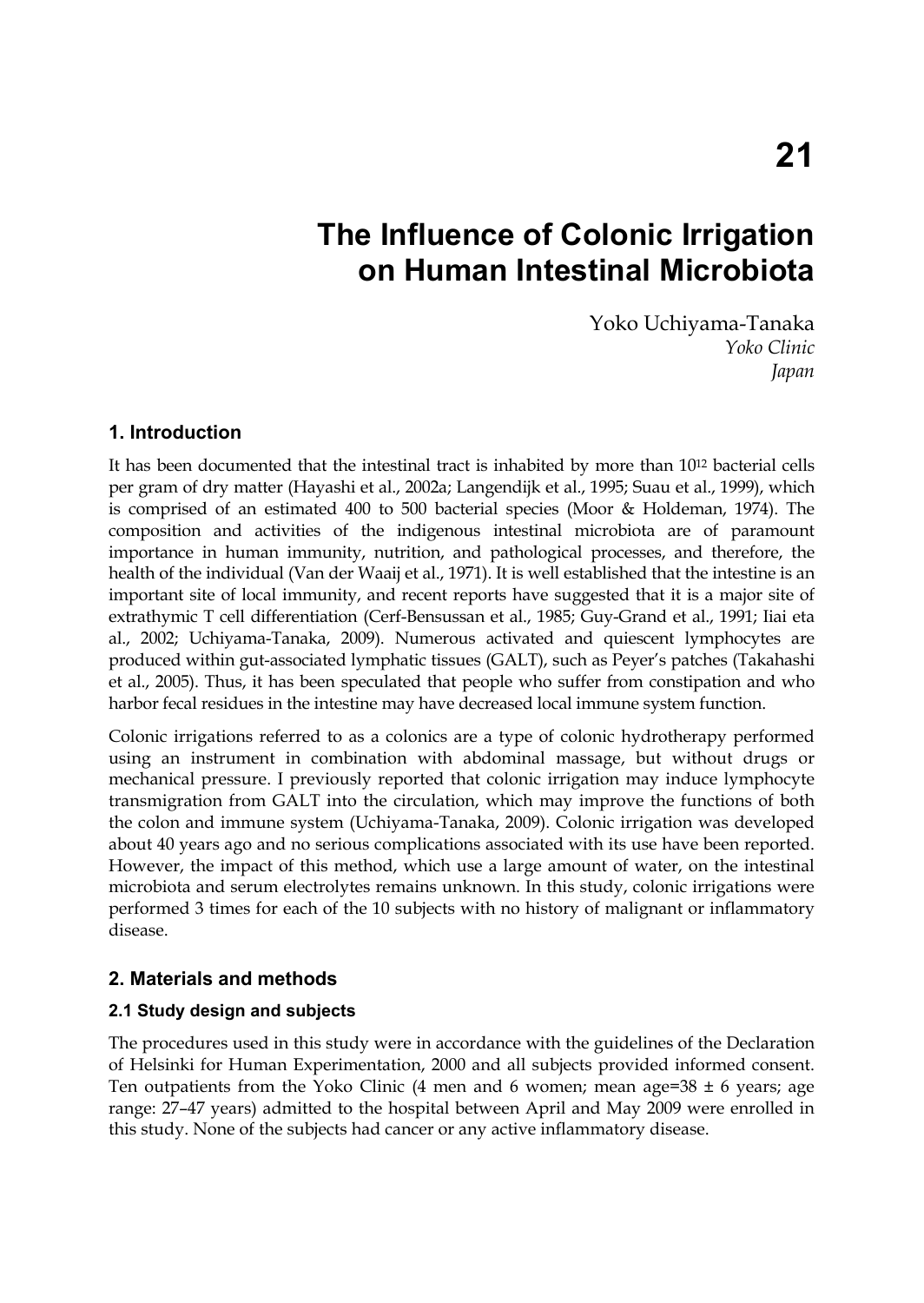# 21

# The Influence of Colonic Irrigation on Human Intestinal Microbiota

Yoko Uchiyama-Tanaka
*Yoko Clinic*
*Japan*

## 1. Introduction

It has been documented that the intestinal tract is inhabited by more than $10^{12}$ bacterial cells per gram of dry matter (Hayashi et al., 2002a; Langendijk et al., 1995; Suau et al., 1999), which is comprised of an estimated 400 to 500 bacterial species (Moor & Holdeman, 1974). The composition and activities of the indigenous intestinal microbiota are of paramount importance in human immunity, nutrition, and pathological processes, and therefore, the health of the individual (Van der Waaij et al., 1971). It is well established that the intestine is an important site of local immunity, and recent reports have suggested that it is a major site of extrathymic T cell differentiation (Cerf-Bensussan et al., 1985; Guy-Grand et al., 1991; Iiai eta al., 2002; Uchiyama-Tanaka, 2009). Numerous activated and quiescent lymphocytes are produced within gut-associated lymphatic tissues (GALT), such as Peyer's patches (Takahashi et al., 2005). Thus, it has been speculated that people who suffer from constipation and who harbor fecal residues in the intestine may have decreased local immune system function.

Colonic irrigations referred to as a colonics are a type of colonic hydrotherapy performed using an instrument in combination with abdominal massage, but without drugs or mechanical pressure. I previously reported that colonic irrigation may induce lymphocyte transmigration from GALT into the circulation, which may improve the functions of both the colon and immune system (Uchiyama-Tanaka, 2009). Colonic irrigation was developed about 40 years ago and no serious complications associated with its use have been reported. However, the impact of this method, which use a large amount of water, on the intestinal microbiota and serum electrolytes remains unknown. In this study, colonic irrigations were performed 3 times for each of the 10 subjects with no history of malignant or inflammatory disease.

## 2. Materials and methods

### 2.1 Study design and subjects

The procedures used in this study were in accordance with the guidelines of the Declaration of Helsinki for Human Experimentation, 2000 and all subjects provided informed consent. Ten outpatients from the Yoko Clinic (4 men and 6 women; mean age=38 ± 6 years; age range: 27–47 years) admitted to the hospital between April and May 2009 were enrolled in this study. None of the subjects had cancer or any active inflammatory disease.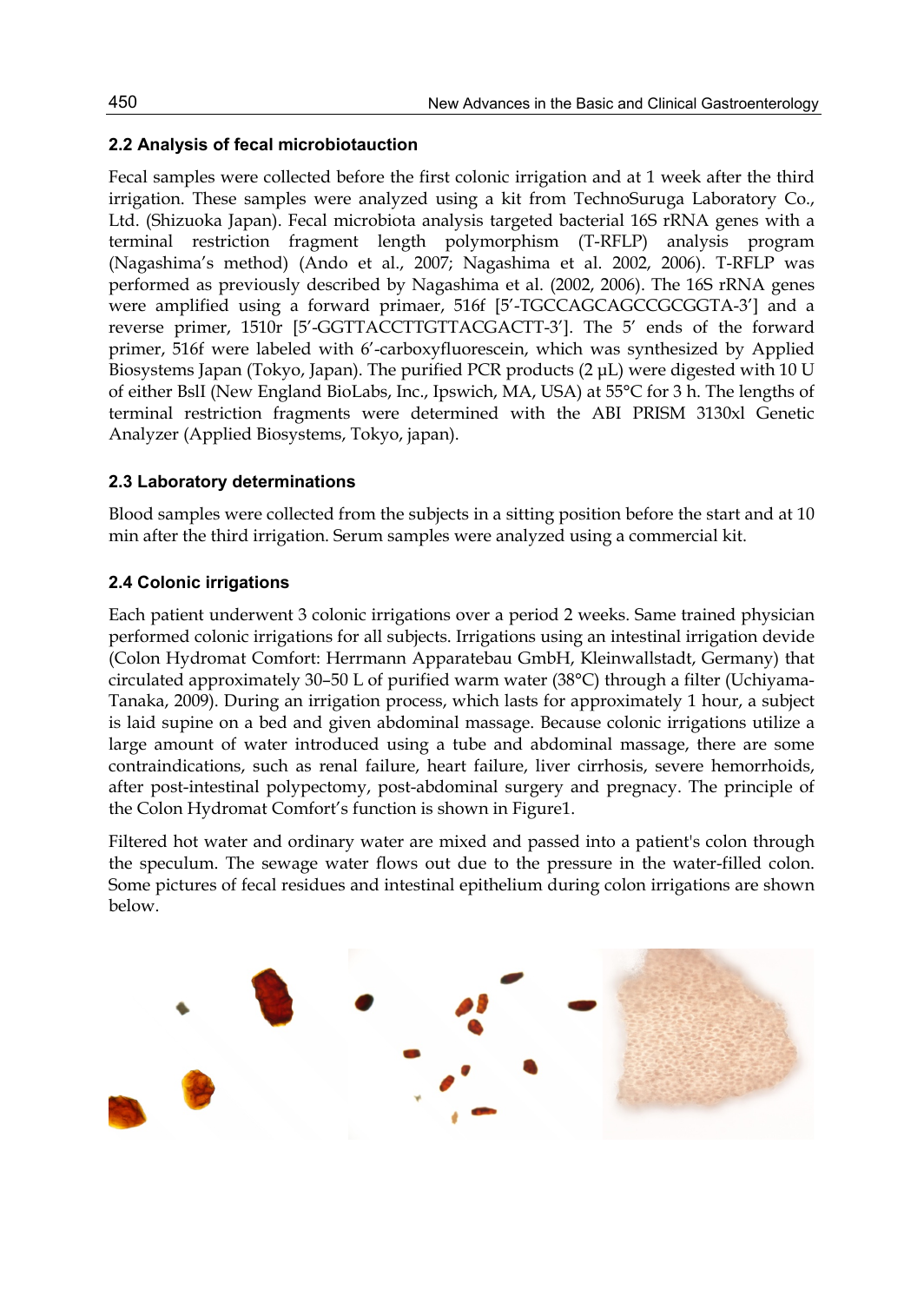### 2.2 Analysis of fecal microbiotauction

Fecal samples were collected before the first colonic irrigation and at 1 week after the third irrigation. These samples were analyzed using a kit from TechnoSuruga Laboratory Co., Ltd. (Shizuoka Japan). Fecal microbiota analysis targeted bacterial 16S rRNA genes with a terminal restriction fragment length polymorphism (T-RFLP) analysis program (Nagashima's method) (Ando et al., 2007; Nagashima et al. 2002, 2006). T-RFLP was performed as previously described by Nagashima et al. (2002, 2006). The 16S rRNA genes were amplified using a forward primaer, 516f [5′-TGCCAGCAGCCGCGGTA-3′] and a reverse primer, 1510r [5′-GGTTACCTTGTTACGACTT-3′]. The 5′ ends of the forward primer, 516f were labeled with 6′-carboxyfluorescein, which was synthesized by Applied Biosystems Japan (Tokyo, Japan). The purified PCR products (2 μL) were digested with 10 U of either BslI (New England BioLabs, Inc., Ipswich, MA, USA) at 55°C for 3 h. The lengths of terminal restriction fragments were determined with the ABI PRISM 3130xl Genetic Analyzer (Applied Biosystems, Tokyo, japan).

### 2.3 Laboratory determinations

Blood samples were collected from the subjects in a sitting position before the start and at 10 min after the third irrigation. Serum samples were analyzed using a commercial kit.

### 2.4 Colonic irrigations

Each patient underwent 3 colonic irrigations over a period 2 weeks. Same trained physician performed colonic irrigations for all subjects. Irrigations using an intestinal irrigation devide (Colon Hydromat Comfort: Herrmann Apparatebau GmbH, Kleinwallstadt, Germany) that circulated approximately 30–50 L of purified warm water (38°C) through a filter (Uchiyama-Tanaka, 2009). During an irrigation process, which lasts for approximately 1 hour, a subject is laid supine on a bed and given abdominal massage. Because colonic irrigations utilize a large amount of water introduced using a tube and abdominal massage, there are some contraindications, such as renal failure, heart failure, liver cirrhosis, severe hemorrhoids, after post-intestinal polypectomy, post-abdominal surgery and pregnacy. The principle of the Colon Hydromat Comfort's function is shown in Figure1.

Filtered hot water and ordinary water are mixed and passed into a patient's colon through the speculum. The sewage water flows out due to the pressure in the water-filled colon. Some pictures of fecal residues and intestinal epithelium during colon irrigations are shown below.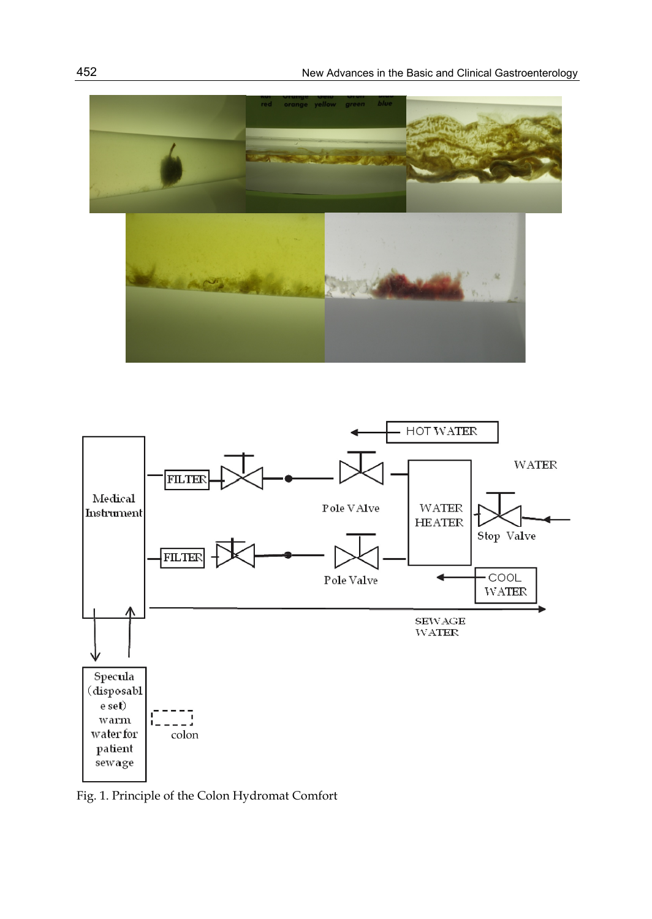Fig. 1. Principle of the Colon Hydromat Comfort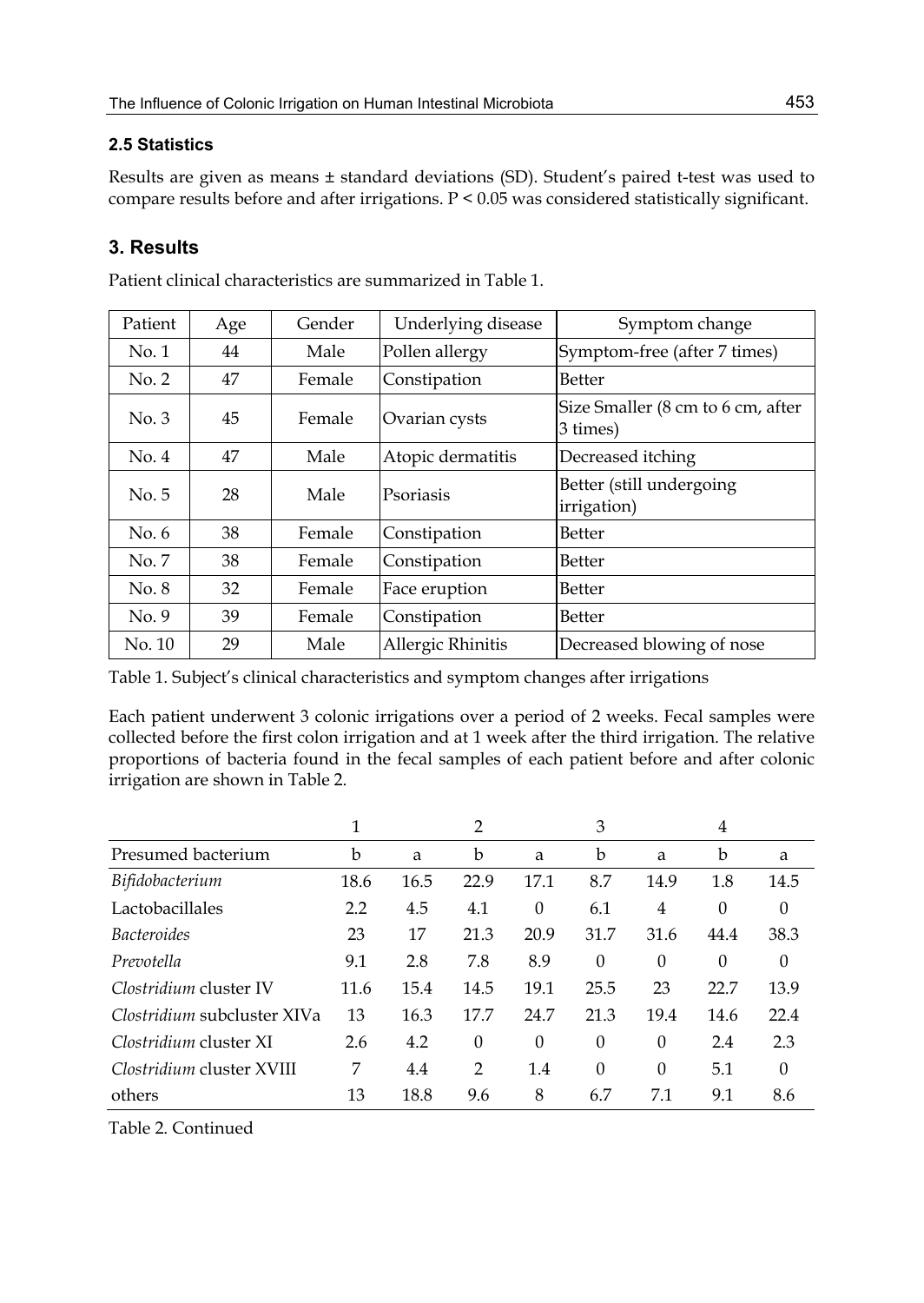### 2.5 Statistics

Results are given as means ± standard deviations (SD). Student's paired t-test was used to compare results before and after irrigations. $P < 0.05$ was considered statistically significant.

## 3. Results

Patient clinical characteristics are summarized in Table 1.

| Patient | Age | Gender | Underlying disease | Symptom change |
|---|---|---|---|---|
| No. 1 | 44 | Male | Pollen allergy | Symptom-free (after 7 times) |
| No. 2 | 47 | Female | Constipation | Better |
| No. 3 | 45 | Female | Ovarian cysts | Size Smaller (8 cm to 6 cm, after 3 times) |
| No. 4 | 47 | Male | Atopic dermatitis | Decreased itching |
| No. 5 | 28 | Male | Psoriasis | Better (still undergoing irrigation) |
| No. 6 | 38 | Female | Constipation | Better |
| No. 7 | 38 | Female | Constipation | Better |
| No. 8 | 32 | Female | Face eruption | Better |
| No. 9 | 39 | Female | Constipation | Better |
| No. 10 | 29 | Male | Allergic Rhinitis | Decreased blowing of nose |

Table 1. Subject's clinical characteristics and symptom changes after irrigations

Each patient underwent 3 colonic irrigations over a period of 2 weeks. Fecal samples were collected before the first colon irrigation and at 1 week after the third irrigation. The relative proportions of bacteria found in the fecal samples of each patient before and after colonic irrigation are shown in Table 2.

| | 1 | | 2 | | 3 | | 4 | |
|---|---|---|---|---|---|---|---|---|
| Presumed bacterium | b | a | b | a | b | a | b | a |
| *Bifidobacterium* | 18.6 | 16.5 | 22.9 | 17.1 | 8.7 | 14.9 | 1.8 | 14.5 |
| Lactobacillales | 2.2 | 4.5 | 4.1 | 0 | 6.1 | 4 | 0 | 0 |
| *Bacteroides* | 23 | 17 | 21.3 | 20.9 | 31.7 | 31.6 | 44.4 | 38.3 |
| *Prevotella* | 9.1 | 2.8 | 7.8 | 8.9 | 0 | 0 | 0 | 0 |
| *Clostridium* cluster IV | 11.6 | 15.4 | 14.5 | 19.1 | 25.5 | 23 | 22.7 | 13.9 |
| *Clostridium* subcluster XIVa | 13 | 16.3 | 17.7 | 24.7 | 21.3 | 19.4 | 14.6 | 22.4 |
| *Clostridium* cluster XI | 2.6 | 4.2 | 0 | 0 | 0 | 0 | 2.4 | 2.3 |
| *Clostridium* cluster XVIII | 7 | 4.4 | 2 | 1.4 | 0 | 0 | 5.1 | 0 |
| others | 13 | 18.8 | 9.6 | 8 | 6.7 | 7.1 | 9.1 | 8.6 |

Table 2. Continued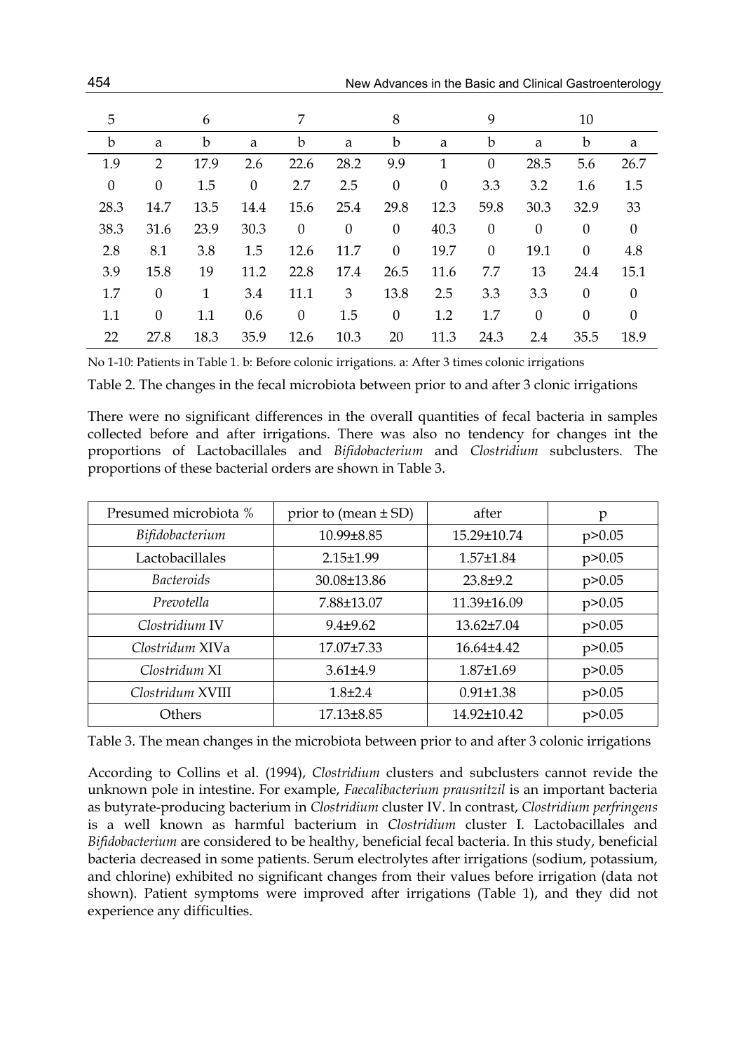| 5 | | 6 | | 7 | | 8 | | 9 | | 10 | |
|---|---|---|---|---|---|---|---|---|---|---|---|
| b | a | b | a | b | a | b | a | b | a | b | a |
| 1.9 | 2 | 17.9 | 2.6 | 22.6 | 28.2 | 9.9 | 1 | 0 | 28.5 | 5.6 | 26.7 |
| 0 | 0 | 1.5 | 0 | 2.7 | 2.5 | 0 | 0 | 3.3 | 3.2 | 1.6 | 1.5 |
| 28.3 | 14.7 | 13.5 | 14.4 | 15.6 | 25.4 | 29.8 | 12.3 | 59.8 | 30.3 | 32.9 | 33 |
| 38.3 | 31.6 | 23.9 | 30.3 | 0 | 0 | 0 | 40.3 | 0 | 0 | 0 | 0 |
| 2.8 | 8.1 | 3.8 | 1.5 | 12.6 | 11.7 | 0 | 19.7 | 0 | 19.1 | 0 | 4.8 |
| 3.9 | 15.8 | 19 | 11.2 | 22.8 | 17.4 | 26.5 | 11.6 | 7.7 | 13 | 24.4 | 15.1 |
| 1.7 | 0 | 1 | 3.4 | 11.1 | 3 | 13.8 | 2.5 | 3.3 | 3.3 | 0 | 0 |
| 1.1 | 0 | 1.1 | 0.6 | 0 | 1.5 | 0 | 1.2 | 1.7 | 0 | 0 | 0 |
| 22 | 27.8 | 18.3 | 35.9 | 12.6 | 10.3 | 20 | 11.3 | 24.3 | 2.4 | 35.5 | 18.9 |

No 1-10: Patients in Table 1. b: Before colonic irrigations. a: After 3 times colonic irrigations

Table 2. The changes in the fecal microbiota between prior to and after 3 clonic irrigations

There were no significant differences in the overall quantities of fecal bacteria in samples collected before and after irrigations. There was also no tendency for changes int the proportions of Lactobacillales and *Bifidobacterium* and *Clostridium* subclusters. The proportions of these bacterial orders are shown in Table 3.

| Presumed microbiota % | prior to (mean ± SD) | after | p |
|---|---|---|---|
| *Bifidobacterium* | 10.99±8.85 | 15.29±10.74 | p>0.05 |
| Lactobacillales | 2.15±1.99 | 1.57±1.84 | p>0.05 |
| *Bacteroids* | 30.08±13.86 | 23.8±9.2 | p>0.05 |
| *Prevotella* | 7.88±13.07 | 11.39±16.09 | p>0.05 |
| *Clostridium* IV | 9.4±9.62 | 13.62±7.04 | p>0.05 |
| *Clostridum* XIVa | 17.07±7.33 | 16.64±4.42 | p>0.05 |
| *Clostridum* XI | 3.61±4.9 | 1.87±1.69 | p>0.05 |
| *Clostridum* XVIII | 1.8±2.4 | 0.91±1.38 | p>0.05 |
| Others | 17.13±8.85 | 14.92±10.42 | p>0.05 |

Table 3. The mean changes in the microbiota between prior to and after 3 colonic irrigations

According to Collins et al. (1994), *Clostridium* clusters and subclusters cannot revide the unknown pole in intestine. For example, *Faecalibacterium prausnitzil* is an important bacteria as butyrate-producing bacterium in *Clostridium* cluster IV. In contrast, *Clostridium perfringens* is a well known as harmful bacterium in *Clostridium* cluster I. Lactobacillales and *Bifidobacterium* are considered to be healthy, beneficial fecal bacteria. In this study, beneficial bacteria decreased in some patients. Serum electrolytes after irrigations (sodium, potassium, and chlorine) exhibited no significant changes from their values before irrigation (data not shown). Patient symptoms were improved after irrigations (Table 1), and they did not experience any difficulties.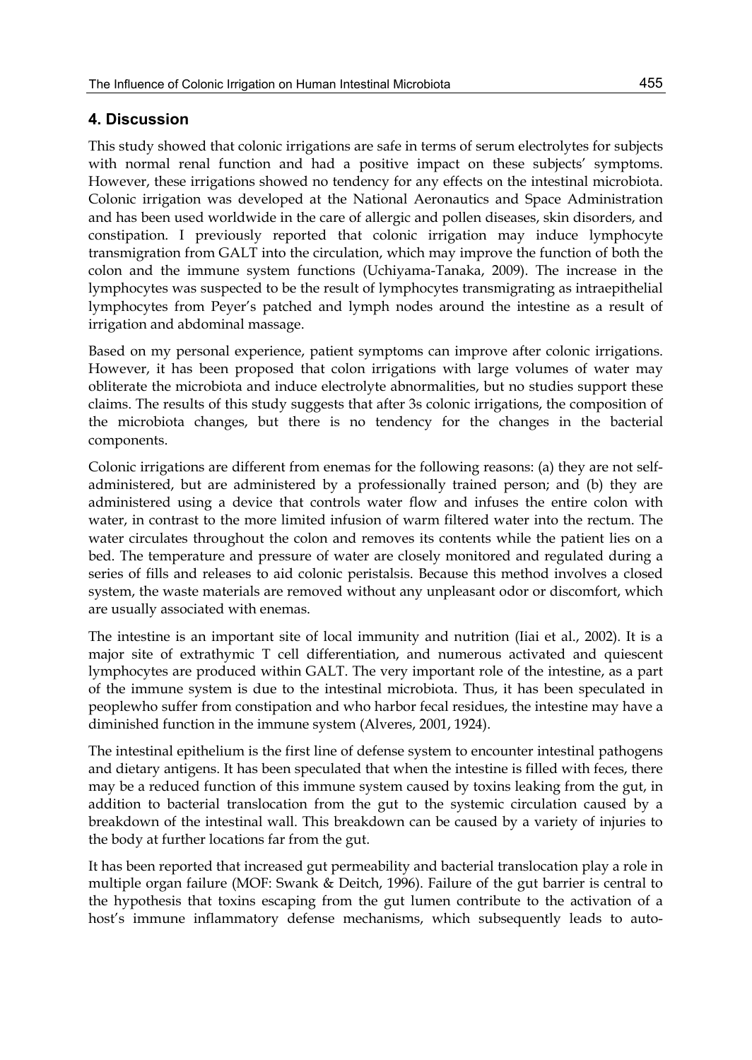## 4. Discussion

This study showed that colonic irrigations are safe in terms of serum electrolytes for subjects with normal renal function and had a positive impact on these subjects' symptoms. However, these irrigations showed no tendency for any effects on the intestinal microbiota. Colonic irrigation was developed at the National Aeronautics and Space Administration and has been used worldwide in the care of allergic and pollen diseases, skin disorders, and constipation. I previously reported that colonic irrigation may induce lymphocyte transmigration from GALT into the circulation, which may improve the function of both the colon and the immune system functions (Uchiyama-Tanaka, 2009). The increase in the lymphocytes was suspected to be the result of lymphocytes transmigrating as intraepithelial lymphocytes from Peyer's patched and lymph nodes around the intestine as a result of irrigation and abdominal massage.

Based on my personal experience, patient symptoms can improve after colonic irrigations. However, it has been proposed that colon irrigations with large volumes of water may obliterate the microbiota and induce electrolyte abnormalities, but no studies support these claims. The results of this study suggests that after 3s colonic irrigations, the composition of the microbiota changes, but there is no tendency for the changes in the bacterial components.

Colonic irrigations are different from enemas for the following reasons: (a) they are not self-administered, but are administered by a professionally trained person; and (b) they are administered using a device that controls water flow and infuses the entire colon with water, in contrast to the more limited infusion of warm filtered water into the rectum. The water circulates throughout the colon and removes its contents while the patient lies on a bed. The temperature and pressure of water are closely monitored and regulated during a series of fills and releases to aid colonic peristalsis. Because this method involves a closed system, the waste materials are removed without any unpleasant odor or discomfort, which are usually associated with enemas.

The intestine is an important site of local immunity and nutrition (Iiai et al., 2002). It is a major site of extrathymic T cell differentiation, and numerous activated and quiescent lymphocytes are produced within GALT. The very important role of the intestine, as a part of the immune system is due to the intestinal microbiota. Thus, it has been speculated in peoplewho suffer from constipation and who harbor fecal residues, the intestine may have a diminished function in the immune system (Alveres, 2001, 1924).

The intestinal epithelium is the first line of defense system to encounter intestinal pathogens and dietary antigens. It has been speculated that when the intestine is filled with feces, there may be a reduced function of this immune system caused by toxins leaking from the gut, in addition to bacterial translocation from the gut to the systemic circulation caused by a breakdown of the intestinal wall. This breakdown can be caused by a variety of injuries to the body at further locations far from the gut.

It has been reported that increased gut permeability and bacterial translocation play a role in multiple organ failure (MOF: Swank & Deitch, 1996). Failure of the gut barrier is central to the hypothesis that toxins escaping from the gut lumen contribute to the activation of a host's immune inflammatory defense mechanisms, which subsequently leads to auto-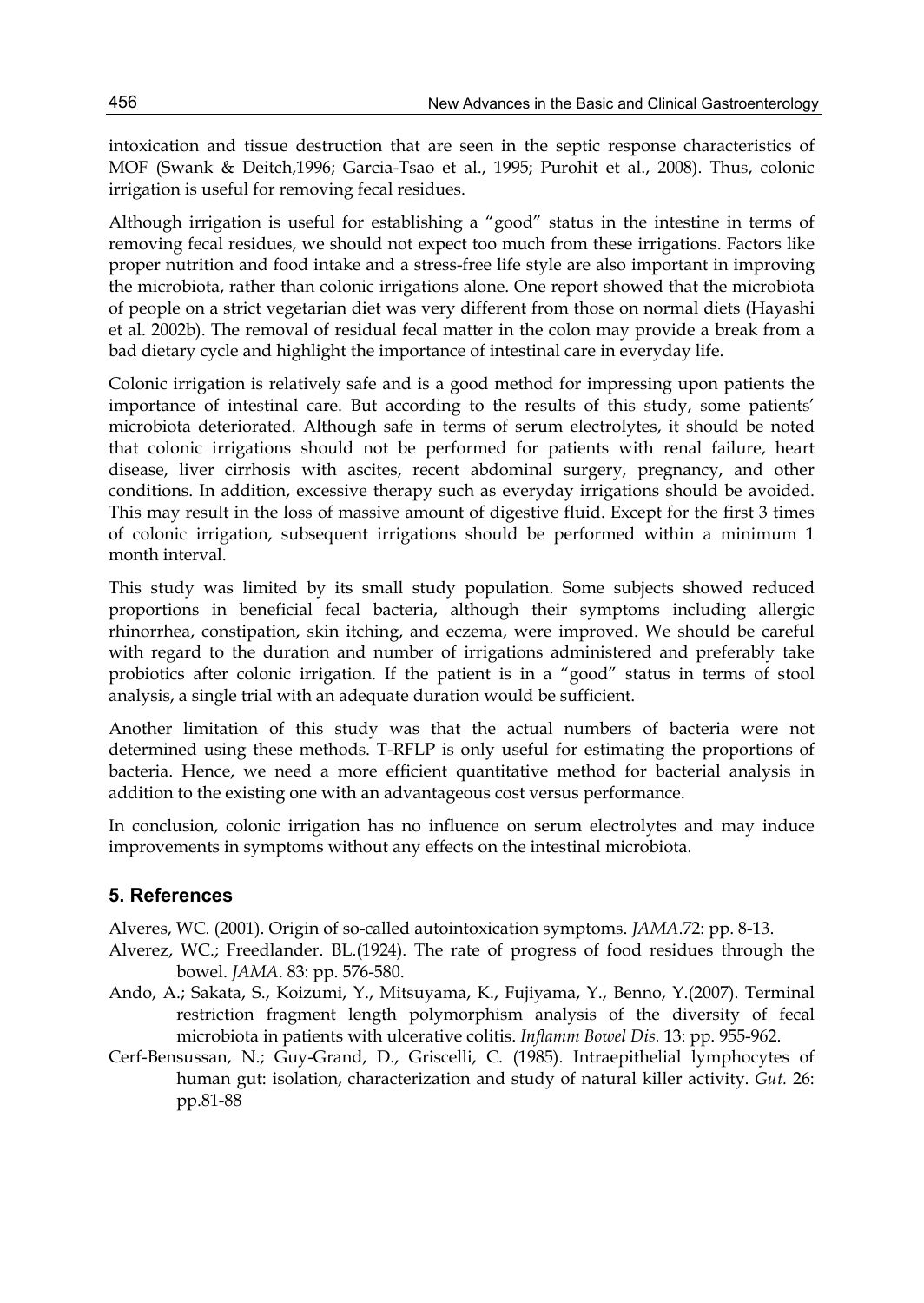intoxication and tissue destruction that are seen in the septic response characteristics of MOF (Swank & Deitch,1996; Garcia-Tsao et al., 1995; Purohit et al., 2008). Thus, colonic irrigation is useful for removing fecal residues.

Although irrigation is useful for establishing a "good" status in the intestine in terms of removing fecal residues, we should not expect too much from these irrigations. Factors like proper nutrition and food intake and a stress-free life style are also important in improving the microbiota, rather than colonic irrigations alone. One report showed that the microbiota of people on a strict vegetarian diet was very different from those on normal diets (Hayashi et al. 2002b). The removal of residual fecal matter in the colon may provide a break from a bad dietary cycle and highlight the importance of intestinal care in everyday life.

Colonic irrigation is relatively safe and is a good method for impressing upon patients the importance of intestinal care. But according to the results of this study, some patients' microbiota deteriorated. Although safe in terms of serum electrolytes, it should be noted that colonic irrigations should not be performed for patients with renal failure, heart disease, liver cirrhosis with ascites, recent abdominal surgery, pregnancy, and other conditions. In addition, excessive therapy such as everyday irrigations should be avoided. This may result in the loss of massive amount of digestive fluid. Except for the first 3 times of colonic irrigation, subsequent irrigations should be performed within a minimum 1 month interval.

This study was limited by its small study population. Some subjects showed reduced proportions in beneficial fecal bacteria, although their symptoms including allergic rhinorrhea, constipation, skin itching, and eczema, were improved. We should be careful with regard to the duration and number of irrigations administered and preferably take probiotics after colonic irrigation. If the patient is in a "good" status in terms of stool analysis, a single trial with an adequate duration would be sufficient.

Another limitation of this study was that the actual numbers of bacteria were not determined using these methods. T-RFLP is only useful for estimating the proportions of bacteria. Hence, we need a more efficient quantitative method for bacterial analysis in addition to the existing one with an advantageous cost versus performance.

In conclusion, colonic irrigation has no influence on serum electrolytes and may induce improvements in symptoms without any effects on the intestinal microbiota.

## 5. References

Alveres, WC. (2001). Origin of so-called autointoxication symptoms. *JAMA*.72: pp. 8-13.

Alverez, WC.; Freedlander. BL.(1924). The rate of progress of food residues through the bowel. *JAMA*. 83: pp. 576-580.

Ando, A.; Sakata, S., Koizumi, Y., Mitsuyama, K., Fujiyama, Y., Benno, Y.(2007). Terminal restriction fragment length polymorphism analysis of the diversity of fecal microbiota in patients with ulcerative colitis. *Inflamm Bowel Dis.* 13: pp. 955-962.

Cerf-Bensussan, N.; Guy-Grand, D., Griscelli, C. (1985). Intraepithelial lymphocytes of human gut: isolation, characterization and study of natural killer activity. *Gut.* 26: pp.81-88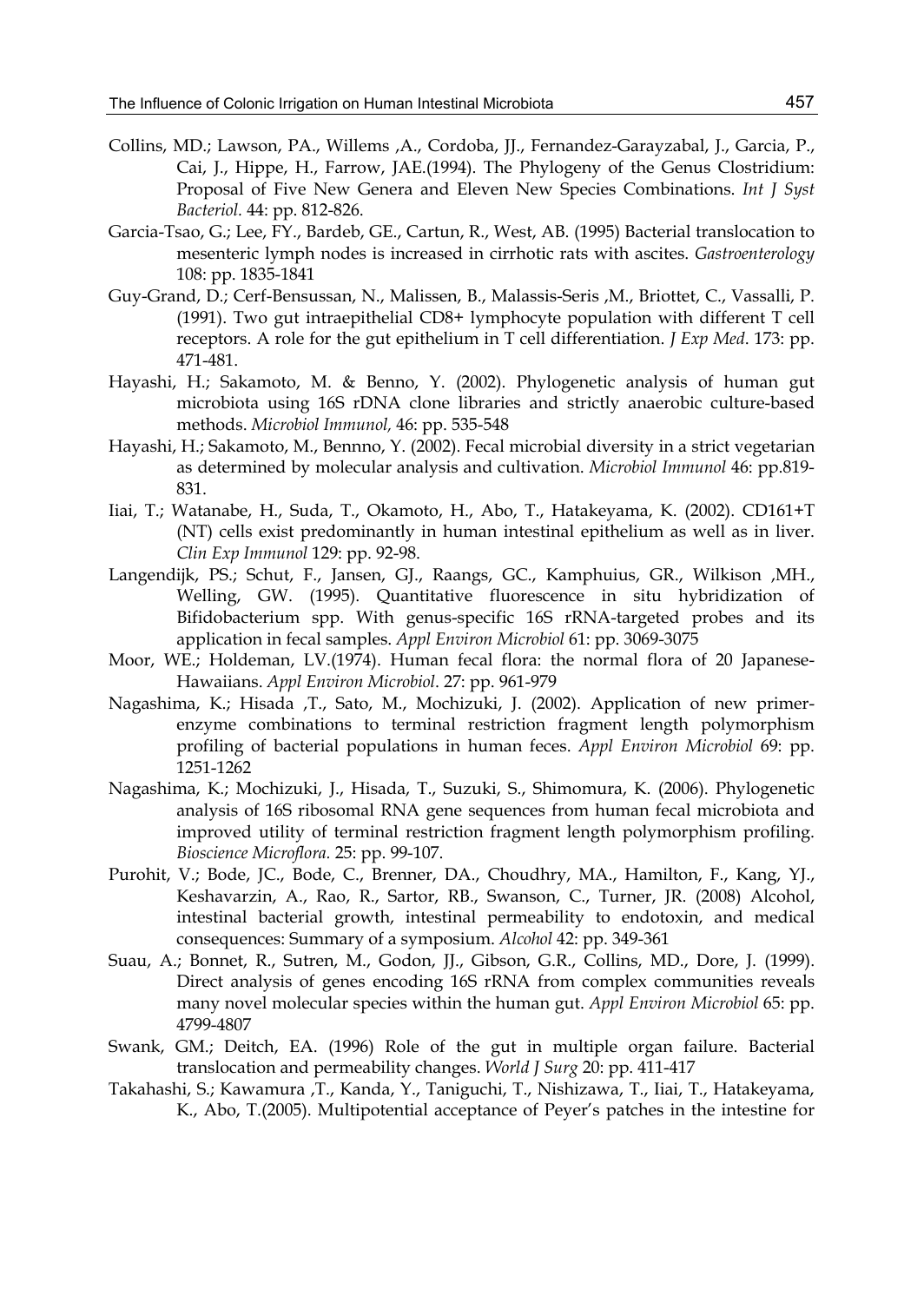Collins, MD.; Lawson, PA., Willems ,A., Cordoba, JJ., Fernandez-Garayzabal, J., Garcia, P., Cai, J., Hippe, H., Farrow, JAE.(1994). The Phylogeny of the Genus Clostridium: Proposal of Five New Genera and Eleven New Species Combinations. *Int J Syst Bacteriol.* 44: pp. 812-826.

Garcia-Tsao, G.; Lee, FY., Bardeb, GE., Cartun, R., West, AB. (1995) Bacterial translocation to mesenteric lymph nodes is increased in cirrhotic rats with ascites. *Gastroenterology* 108: pp. 1835-1841

Guy-Grand, D.; Cerf-Bensussan, N., Malissen, B., Malassis-Seris ,M., Briottet, C., Vassalli, P. (1991). Two gut intraepithelial CD8+ lymphocyte population with different T cell receptors. A role for the gut epithelium in T cell differentiation. *J Exp Med*. 173: pp. 471-481.

Hayashi, H.; Sakamoto, M. & Benno, Y. (2002). Phylogenetic analysis of human gut microbiota using 16S rDNA clone libraries and strictly anaerobic culture-based methods. *Microbiol Immunol,* 46: pp. 535-548

Hayashi, H.; Sakamoto, M., Bennno, Y. (2002). Fecal microbial diversity in a strict vegetarian as determined by molecular analysis and cultivation. *Microbiol Immunol* 46: pp.819-831.

Iiai, T.; Watanabe, H., Suda, T., Okamoto, H., Abo, T., Hatakeyama, K. (2002). CD161+T (NT) cells exist predominantly in human intestinal epithelium as well as in liver. *Clin Exp Immunol* 129: pp. 92-98.

Langendijk, PS.; Schut, F., Jansen, GJ., Raangs, GC., Kamphuius, GR., Wilkison ,MH., Welling, GW. (1995). Quantitative fluorescence in situ hybridization of Bifidobacterium spp. With genus-specific 16S rRNA-targeted probes and its application in fecal samples. *Appl Environ Microbiol* 61: pp. 3069-3075

Moor, WE.; Holdeman, LV.(1974). Human fecal flora: the normal flora of 20 Japanese-Hawaiians. *Appl Environ Microbiol*. 27: pp. 961-979

Nagashima, K.; Hisada ,T., Sato, M., Mochizuki, J. (2002). Application of new primer-enzyme combinations to terminal restriction fragment length polymorphism profiling of bacterial populations in human feces. *Appl Environ Microbiol* 69: pp. 1251-1262

Nagashima, K.; Mochizuki, J., Hisada, T., Suzuki, S., Shimomura, K. (2006). Phylogenetic analysis of 16S ribosomal RNA gene sequences from human fecal microbiota and improved utility of terminal restriction fragment length polymorphism profiling. *Bioscience Microflora.* 25: pp. 99-107.

Purohit, V.; Bode, JC., Bode, C., Brenner, DA., Choudhry, MA., Hamilton, F., Kang, YJ., Keshavarzin, A., Rao, R., Sartor, RB., Swanson, C., Turner, JR. (2008) Alcohol, intestinal bacterial growth, intestinal permeability to endotoxin, and medical consequences: Summary of a symposium. *Alcohol* 42: pp. 349-361

Suau, A.; Bonnet, R., Sutren, M., Godon, JJ., Gibson, G.R., Collins, MD., Dore, J. (1999). Direct analysis of genes encoding 16S rRNA from complex communities reveals many novel molecular species within the human gut. *Appl Environ Microbiol* 65: pp. 4799-4807

Swank, GM.; Deitch, EA. (1996) Role of the gut in multiple organ failure. Bacterial translocation and permeability changes. *World J Surg* 20: pp. 411-417

Takahashi, S.; Kawamura ,T., Kanda, Y., Taniguchi, T., Nishizawa, T., Iiai, T., Hatakeyama, K., Abo, T.(2005). Multipotential acceptance of Peyer's patches in the intestine for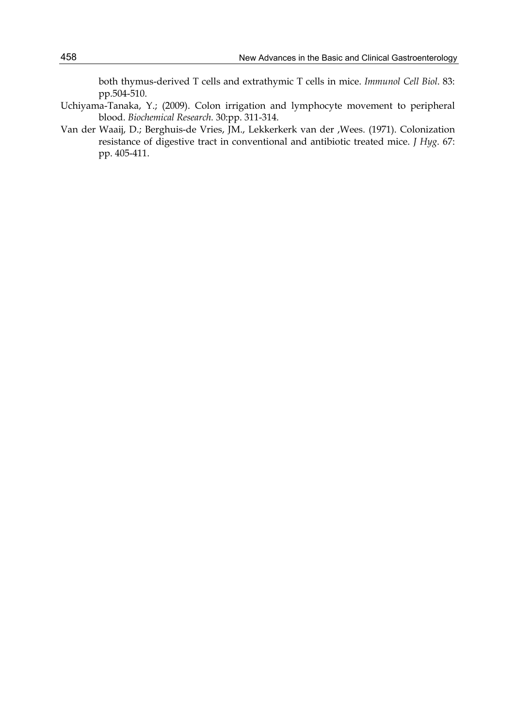both thymus-derived T cells and extrathymic T cells in mice. *Immunol Cell Biol*. 83: pp.504-510.

Uchiyama-Tanaka, Y.; (2009). Colon irrigation and lymphocyte movement to peripheral blood. *Biochemical Research.* 30:pp. 311-314.

Van der Waaij, D.; Berghuis-de Vries, JM., Lekkerkerk van der ,Wees. (1971). Colonization resistance of digestive tract in conventional and antibiotic treated mice. *J Hyg*. 67: pp. 405-411.